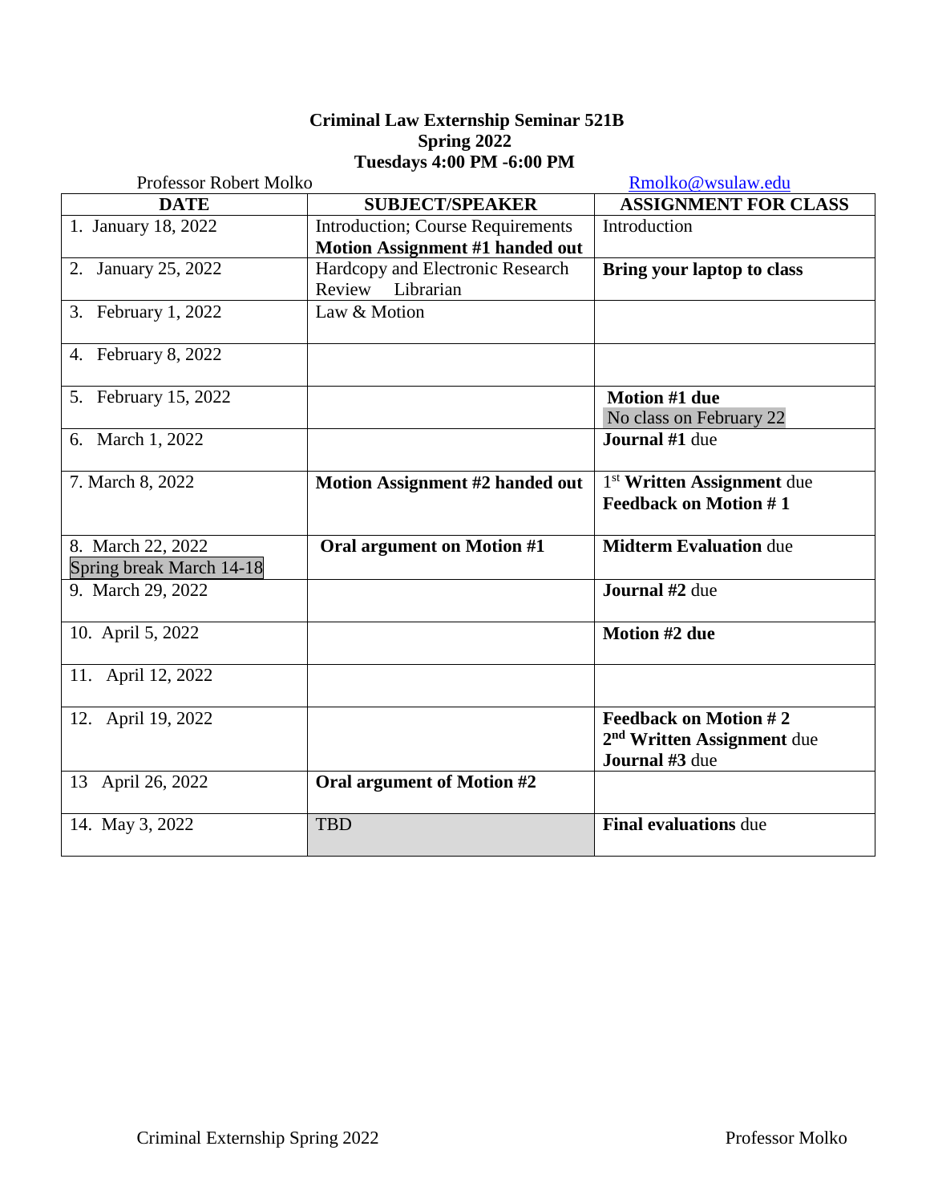**Criminal Law Externship Seminar 521B**
**Spring 2022**
**Tuesdays 4:00 PM -6:00 PM**

Professor Robert Molko Rmolko@wsulaw.edu

| DATE | SUBJECT/SPEAKER | ASSIGNMENT FOR CLASS |
|---|---|---|
| 1. January 18, 2022 | Introduction; Course Requirements **Motion Assignment #1 handed out** | Introduction |
| 2. January 25, 2022 | Hardcopy and Electronic Research Review Librarian | **Bring your laptop to class** |
| 3. February 1, 2022 | Law & Motion | |
| 4. February 8, 2022 | | |
| 5. February 15, 2022 | | **Motion #1 due** No class on February 22 |
| 6. March 1, 2022 | | **Journal #1** due |
| 7. March 8, 2022 | **Motion Assignment #2 handed out** | 1st **Written Assignment** due **Feedback on Motion # 1** |
| 8. March 22, 2022 Spring break March 14-18 | **Oral argument on Motion #1** | **Midterm Evaluation** due |
| 9. March 29, 2022 | | **Journal #2** due |
| 10. April 5, 2022 | | **Motion #2 due** |
| 11. April 12, 2022 | | |
| 12. April 19, 2022 | | **Feedback on Motion # 2** 2nd **Written Assignment** due **Journal #3** due |
| 13 April 26, 2022 | **Oral argument of Motion #2** | |
| 14. May 3, 2022 | TBD | **Final evaluations** due |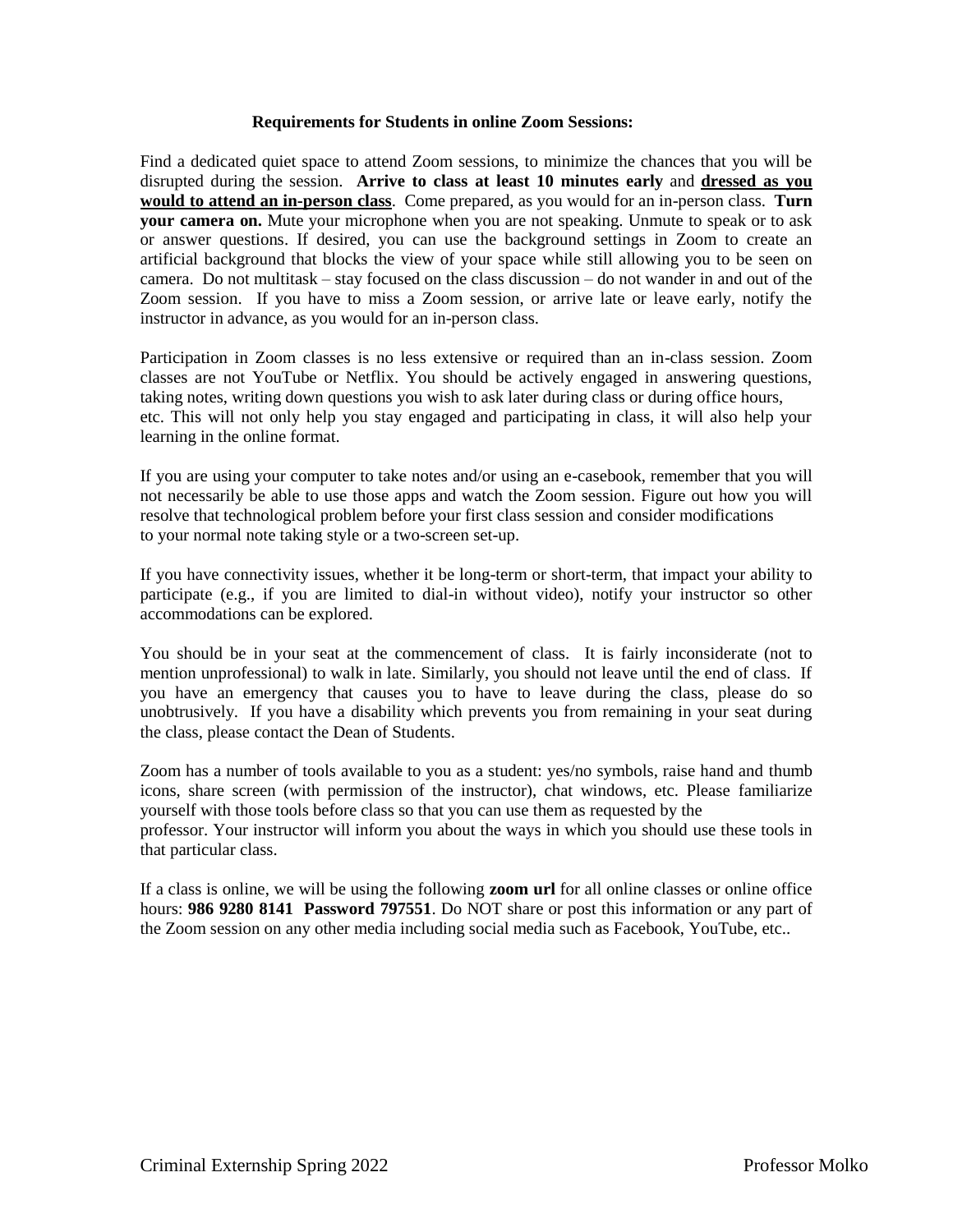**Requirements for Students in online Zoom Sessions:**

Find a dedicated quiet space to attend Zoom sessions, to minimize the chances that you will be disrupted during the session. **Arrive to class at least 10 minutes early** and **<u>dressed as you would to attend an in-person class</u>**. Come prepared, as you would for an in-person class. **Turn your camera on.** Mute your microphone when you are not speaking. Unmute to speak or to ask or answer questions. If desired, you can use the background settings in Zoom to create an artificial background that blocks the view of your space while still allowing you to be seen on camera. Do not multitask – stay focused on the class discussion – do not wander in and out of the Zoom session. If you have to miss a Zoom session, or arrive late or leave early, notify the instructor in advance, as you would for an in-person class.

Participation in Zoom classes is no less extensive or required than an in-class session. Zoom classes are not YouTube or Netflix. You should be actively engaged in answering questions, taking notes, writing down questions you wish to ask later during class or during office hours, etc. This will not only help you stay engaged and participating in class, it will also help your learning in the online format.

If you are using your computer to take notes and/or using an e-casebook, remember that you will not necessarily be able to use those apps and watch the Zoom session. Figure out how you will resolve that technological problem before your first class session and consider modifications to your normal note taking style or a two-screen set-up.

If you have connectivity issues, whether it be long-term or short-term, that impact your ability to participate (e.g., if you are limited to dial-in without video), notify your instructor so other accommodations can be explored.

You should be in your seat at the commencement of class. It is fairly inconsiderate (not to mention unprofessional) to walk in late. Similarly, you should not leave until the end of class. If you have an emergency that causes you to have to leave during the class, please do so unobtrusively. If you have a disability which prevents you from remaining in your seat during the class, please contact the Dean of Students.

Zoom has a number of tools available to you as a student: yes/no symbols, raise hand and thumb icons, share screen (with permission of the instructor), chat windows, etc. Please familiarize yourself with those tools before class so that you can use them as requested by the professor. Your instructor will inform you about the ways in which you should use these tools in that particular class.

If a class is online, we will be using the following **zoom url** for all online classes or online office hours: **986 9280 8141 Password 797551**. Do NOT share or post this information or any part of the Zoom session on any other media including social media such as Facebook, YouTube, etc..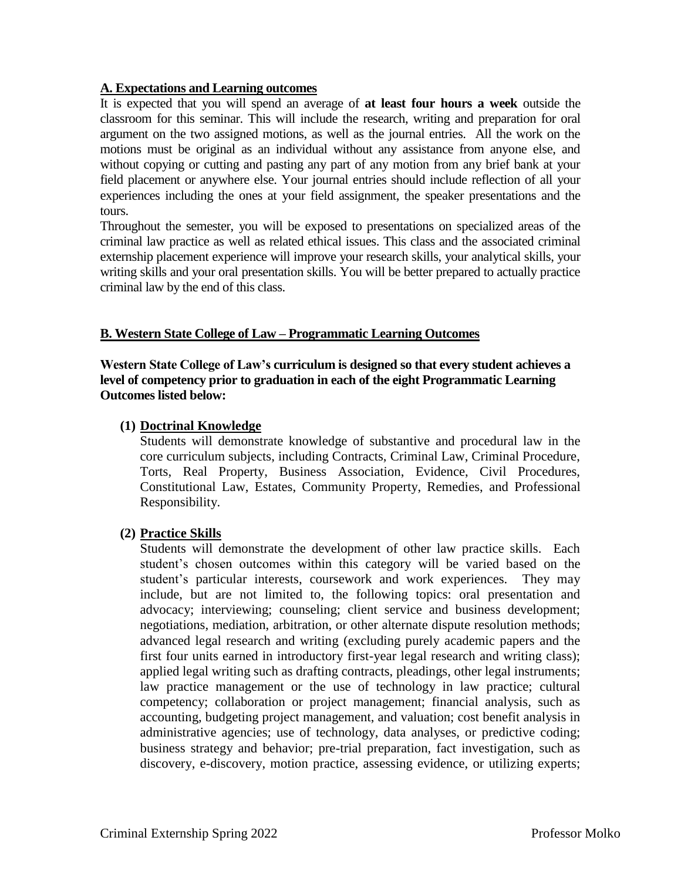### A. Expectations and Learning outcomes

It is expected that you will spend an average of **at least four hours a week** outside the classroom for this seminar. This will include the research, writing and preparation for oral argument on the two assigned motions, as well as the journal entries. All the work on the motions must be original as an individual without any assistance from anyone else, and without copying or cutting and pasting any part of any motion from any brief bank at your field placement or anywhere else. Your journal entries should include reflection of all your experiences including the ones at your field assignment, the speaker presentations and the tours.

Throughout the semester, you will be exposed to presentations on specialized areas of the criminal law practice as well as related ethical issues. This class and the associated criminal externship placement experience will improve your research skills, your analytical skills, your writing skills and your oral presentation skills. You will be better prepared to actually practice criminal law by the end of this class.

### B. Western State College of Law – Programmatic Learning Outcomes

**Western State College of Law's curriculum is designed so that every student achieves a level of competency prior to graduation in each of the eight Programmatic Learning Outcomes listed below:**

**(1) Doctrinal Knowledge**

Students will demonstrate knowledge of substantive and procedural law in the core curriculum subjects, including Contracts, Criminal Law, Criminal Procedure, Torts, Real Property, Business Association, Evidence, Civil Procedures, Constitutional Law, Estates, Community Property, Remedies, and Professional Responsibility.

**(2) Practice Skills**

Students will demonstrate the development of other law practice skills. Each student's chosen outcomes within this category will be varied based on the student's particular interests, coursework and work experiences. They may include, but are not limited to, the following topics: oral presentation and advocacy; interviewing; counseling; client service and business development; negotiations, mediation, arbitration, or other alternate dispute resolution methods; advanced legal research and writing (excluding purely academic papers and the first four units earned in introductory first-year legal research and writing class); applied legal writing such as drafting contracts, pleadings, other legal instruments; law practice management or the use of technology in law practice; cultural competency; collaboration or project management; financial analysis, such as accounting, budgeting project management, and valuation; cost benefit analysis in administrative agencies; use of technology, data analyses, or predictive coding; business strategy and behavior; pre-trial preparation, fact investigation, such as discovery, e-discovery, motion practice, assessing evidence, or utilizing experts;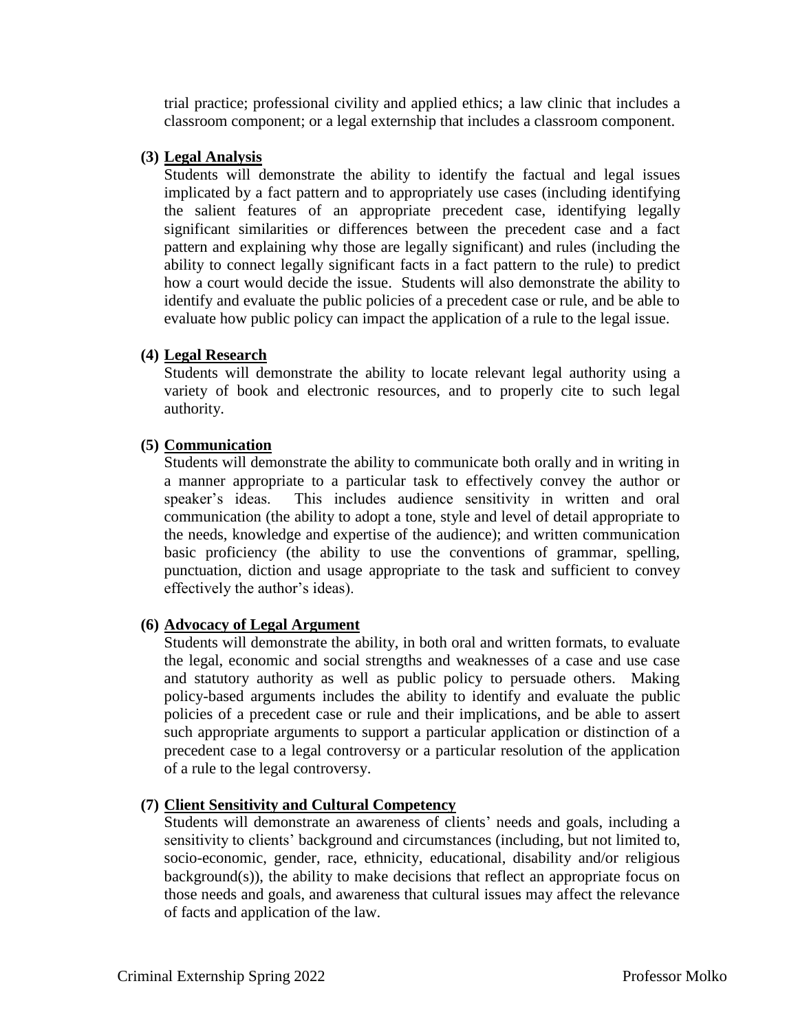trial practice; professional civility and applied ethics; a law clinic that includes a classroom component; or a legal externship that includes a classroom component.

**(3) Legal Analysis**

Students will demonstrate the ability to identify the factual and legal issues implicated by a fact pattern and to appropriately use cases (including identifying the salient features of an appropriate precedent case, identifying legally significant similarities or differences between the precedent case and a fact pattern and explaining why those are legally significant) and rules (including the ability to connect legally significant facts in a fact pattern to the rule) to predict how a court would decide the issue. Students will also demonstrate the ability to identify and evaluate the public policies of a precedent case or rule, and be able to evaluate how public policy can impact the application of a rule to the legal issue.

**(4) Legal Research**

Students will demonstrate the ability to locate relevant legal authority using a variety of book and electronic resources, and to properly cite to such legal authority.

**(5) Communication**

Students will demonstrate the ability to communicate both orally and in writing in a manner appropriate to a particular task to effectively convey the author or speaker's ideas. This includes audience sensitivity in written and oral communication (the ability to adopt a tone, style and level of detail appropriate to the needs, knowledge and expertise of the audience); and written communication basic proficiency (the ability to use the conventions of grammar, spelling, punctuation, diction and usage appropriate to the task and sufficient to convey effectively the author's ideas).

**(6) Advocacy of Legal Argument**

Students will demonstrate the ability, in both oral and written formats, to evaluate the legal, economic and social strengths and weaknesses of a case and use case and statutory authority as well as public policy to persuade others. Making policy-based arguments includes the ability to identify and evaluate the public policies of a precedent case or rule and their implications, and be able to assert such appropriate arguments to support a particular application or distinction of a precedent case to a legal controversy or a particular resolution of the application of a rule to the legal controversy.

**(7) Client Sensitivity and Cultural Competency**

Students will demonstrate an awareness of clients' needs and goals, including a sensitivity to clients' background and circumstances (including, but not limited to, socio-economic, gender, race, ethnicity, educational, disability and/or religious background(s)), the ability to make decisions that reflect an appropriate focus on those needs and goals, and awareness that cultural issues may affect the relevance of facts and application of the law.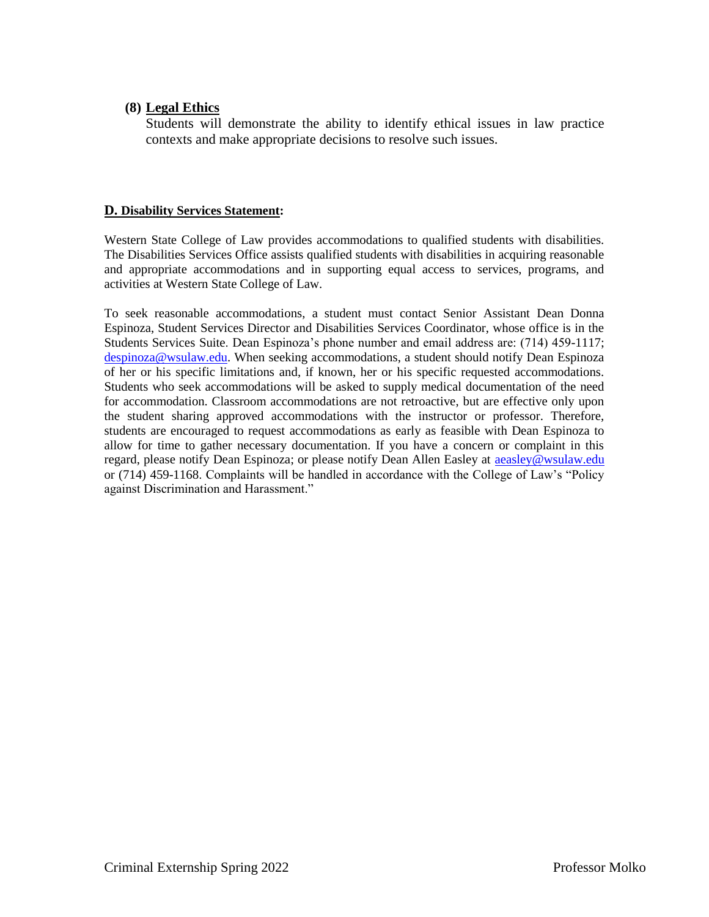**(8) Legal Ethics**

Students will demonstrate the ability to identify ethical issues in law practice contexts and make appropriate decisions to resolve such issues.

**D. Disability Services Statement:**

Western State College of Law provides accommodations to qualified students with disabilities. The Disabilities Services Office assists qualified students with disabilities in acquiring reasonable and appropriate accommodations and in supporting equal access to services, programs, and activities at Western State College of Law.

To seek reasonable accommodations, a student must contact Senior Assistant Dean Donna Espinoza, Student Services Director and Disabilities Services Coordinator, whose office is in the Students Services Suite. Dean Espinoza's phone number and email address are: (714) 459-1117; despinoza@wsulaw.edu. When seeking accommodations, a student should notify Dean Espinoza of her or his specific limitations and, if known, her or his specific requested accommodations. Students who seek accommodations will be asked to supply medical documentation of the need for accommodation. Classroom accommodations are not retroactive, but are effective only upon the student sharing approved accommodations with the instructor or professor. Therefore, students are encouraged to request accommodations as early as feasible with Dean Espinoza to allow for time to gather necessary documentation. If you have a concern or complaint in this regard, please notify Dean Espinoza; or please notify Dean Allen Easley at aeasley@wsulaw.edu or (714) 459-1168. Complaints will be handled in accordance with the College of Law's "Policy against Discrimination and Harassment."